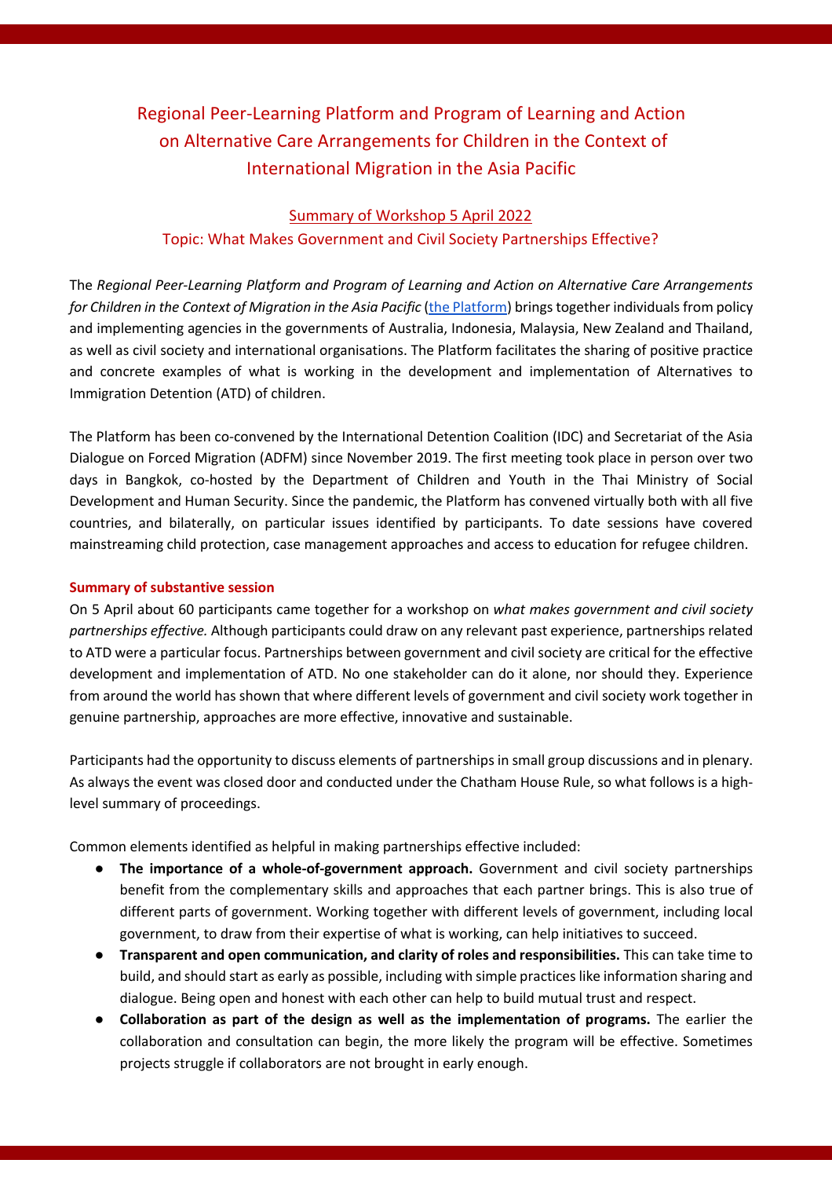# Regional Peer-Learning Platform and Program of Learning and Action on Alternative Care Arrangements for Children in the Context of International Migration in the Asia Pacific

## Summary of Workshop 5 April 2022

## Topic: What Makes Government and Civil Society Partnerships Effective?

The *Regional Peer-Learning Platform and Program of Learning and Action on Alternative Care Arrangements for Children in the Context of Migration in the Asia Pacific* (the Platform) brings together individuals from policy and implementing agencies in the governments of Australia, Indonesia, Malaysia, New Zealand and Thailand, as well as civil society and international organisations. The Platform facilitates the sharing of positive practice and concrete examples of what is working in the development and implementation of Alternatives to Immigration Detention (ATD) of children.

The Platform has been co-convened by the International Detention Coalition (IDC) and Secretariat of the Asia Dialogue on Forced Migration (ADFM) since November 2019. The first meeting took place in person over two days in Bangkok, co-hosted by the Department of Children and Youth in the Thai Ministry of Social Development and Human Security. Since the pandemic, the Platform has convened virtually both with all five countries, and bilaterally, on particular issues identified by participants. To date sessions have covered mainstreaming child protection, case management approaches and access to education for refugee children.

### Summary of substantive session

On 5 April about 60 participants came together for a workshop on *what makes government and civil society partnerships effective.* Although participants could draw on any relevant past experience, partnerships related to ATD were a particular focus. Partnerships between government and civil society are critical for the effective development and implementation of ATD. No one stakeholder can do it alone, nor should they. Experience from around the world has shown that where different levels of government and civil society work together in genuine partnership, approaches are more effective, innovative and sustainable.

Participants had the opportunity to discuss elements of partnerships in small group discussions and in plenary. As always the event was closed door and conducted under the Chatham House Rule, so what follows is a high-level summary of proceedings.

Common elements identified as helpful in making partnerships effective included:

- **The importance of a whole-of-government approach.** Government and civil society partnerships benefit from the complementary skills and approaches that each partner brings. This is also true of different parts of government. Working together with different levels of government, including local government, to draw from their expertise of what is working, can help initiatives to succeed.
- **Transparent and open communication, and clarity of roles and responsibilities.** This can take time to build, and should start as early as possible, including with simple practices like information sharing and dialogue. Being open and honest with each other can help to build mutual trust and respect.
- **Collaboration as part of the design as well as the implementation of programs.** The earlier the collaboration and consultation can begin, the more likely the program will be effective. Sometimes projects struggle if collaborators are not brought in early enough.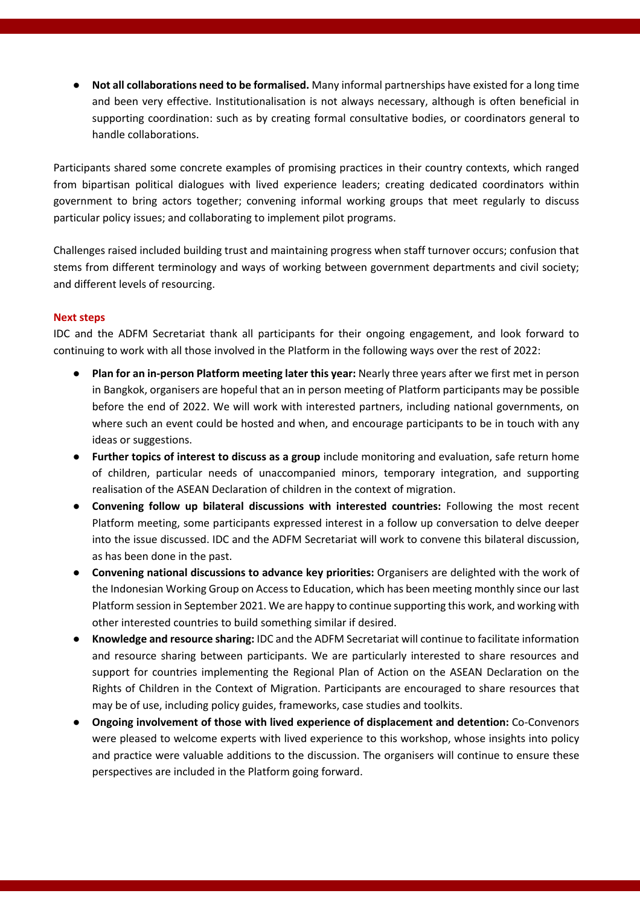- **Not all collaborations need to be formalised.** Many informal partnerships have existed for a long time and been very effective. Institutionalisation is not always necessary, although is often beneficial in supporting coordination: such as by creating formal consultative bodies, or coordinators general to handle collaborations.

Participants shared some concrete examples of promising practices in their country contexts, which ranged from bipartisan political dialogues with lived experience leaders; creating dedicated coordinators within government to bring actors together; convening informal working groups that meet regularly to discuss particular policy issues; and collaborating to implement pilot programs.

Challenges raised included building trust and maintaining progress when staff turnover occurs; confusion that stems from different terminology and ways of working between government departments and civil society; and different levels of resourcing.

### Next steps

IDC and the ADFM Secretariat thank all participants for their ongoing engagement, and look forward to continuing to work with all those involved in the Platform in the following ways over the rest of 2022:

- **Plan for an in-person Platform meeting later this year:** Nearly three years after we first met in person in Bangkok, organisers are hopeful that an in person meeting of Platform participants may be possible before the end of 2022. We will work with interested partners, including national governments, on where such an event could be hosted and when, and encourage participants to be in touch with any ideas or suggestions.
- **Further topics of interest to discuss as a group** include monitoring and evaluation, safe return home of children, particular needs of unaccompanied minors, temporary integration, and supporting realisation of the ASEAN Declaration of children in the context of migration.
- **Convening follow up bilateral discussions with interested countries:** Following the most recent Platform meeting, some participants expressed interest in a follow up conversation to delve deeper into the issue discussed. IDC and the ADFM Secretariat will work to convene this bilateral discussion, as has been done in the past.
- **Convening national discussions to advance key priorities:** Organisers are delighted with the work of the Indonesian Working Group on Access to Education, which has been meeting monthly since our last Platform session in September 2021. We are happy to continue supporting this work, and working with other interested countries to build something similar if desired.
- **Knowledge and resource sharing:** IDC and the ADFM Secretariat will continue to facilitate information and resource sharing between participants. We are particularly interested to share resources and support for countries implementing the Regional Plan of Action on the ASEAN Declaration on the Rights of Children in the Context of Migration. Participants are encouraged to share resources that may be of use, including policy guides, frameworks, case studies and toolkits.
- **Ongoing involvement of those with lived experience of displacement and detention:** Co-Convenors were pleased to welcome experts with lived experience to this workshop, whose insights into policy and practice were valuable additions to the discussion. The organisers will continue to ensure these perspectives are included in the Platform going forward.